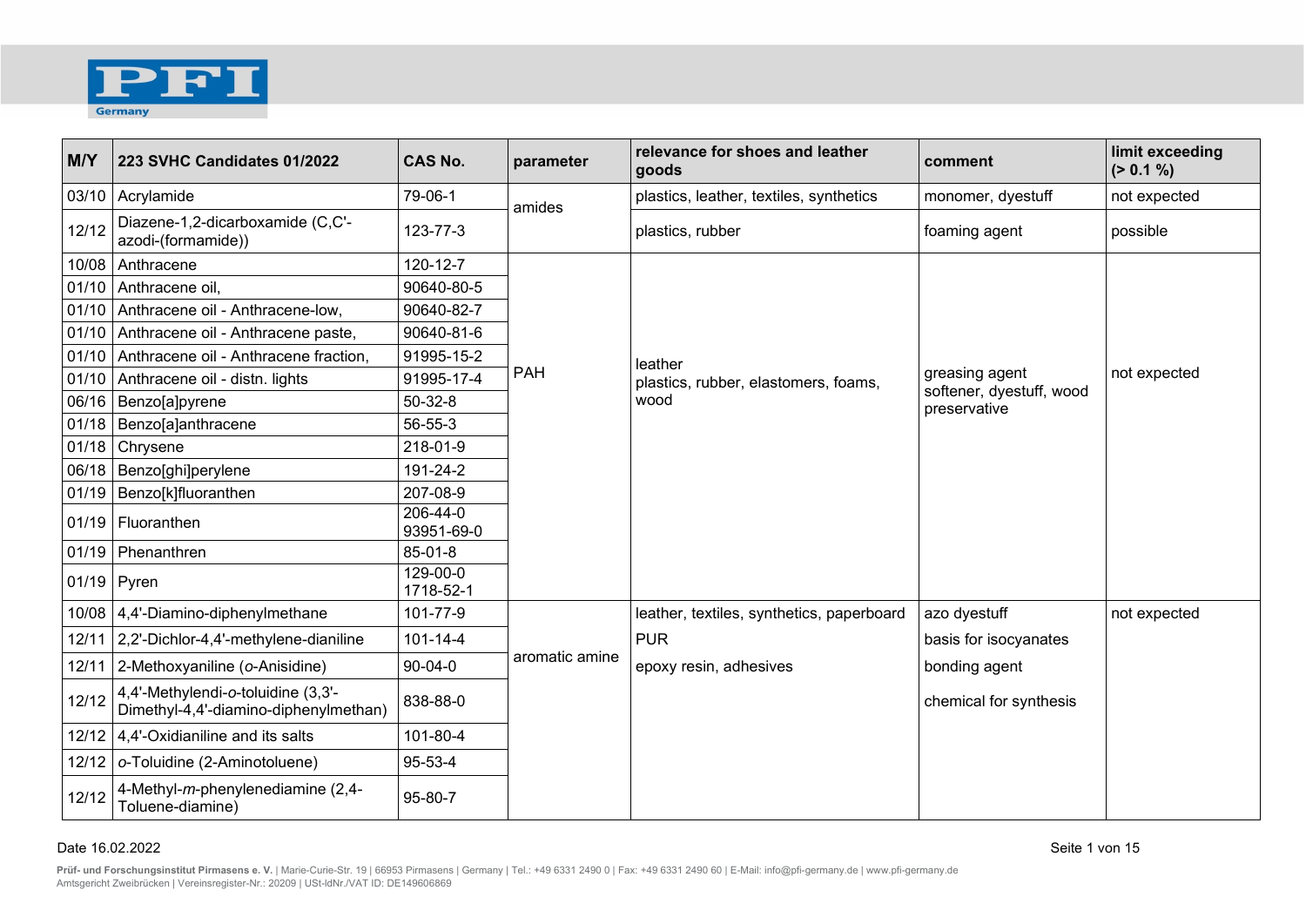| M/Y | 223 SVHC Candidates 01/2022 | CAS No. | parameter | relevance for shoes and leather goods | comment | limit exceeding (> 0.1 %) |
|---|---|---|---|---|---|---|
| 03/10 | Acrylamide | 79-06-1 | amides | plastics, leather, textiles, synthetics | monomer, dyestuff | not expected |
| 12/12 | Diazene-1,2-dicarboxamide (C,C'-azodi-(formamide)) | 123-77-3 | | plastics, rubber | foaming agent | possible |
| 10/08 | Anthracene | 120-12-7 | PAH | leather plastics, rubber, elastomers, foams, wood | greasing agent softener, dyestuff, wood preservative | not expected |
| 01/10 | Anthracene oil, | 90640-80-5 | | | | |
| 01/10 | Anthracene oil - Anthracene-low, | 90640-82-7 | | | | |
| 01/10 | Anthracene oil - Anthracene paste, | 90640-81-6 | | | | |
| 01/10 | Anthracene oil - Anthracene fraction, | 91995-15-2 | | | | |
| 01/10 | Anthracene oil - distn. lights | 91995-17-4 | | | | |
| 06/16 | Benzo[a]pyrene | 50-32-8 | | | | |
| 01/18 | Benzo[a]anthracene | 56-55-3 | | | | |
| 01/18 | Chrysene | 218-01-9 | | | | |
| 06/18 | Benzo[ghi]perylene | 191-24-2 | | | | |
| 01/19 | Benzo[k]fluoranthen | 207-08-9 | | | | |
| 01/19 | Fluoranthen | 206-44-0 93951-69-0 | | | | |
| 01/19 | Phenanthren | 85-01-8 | | | | |
| 01/19 | Pyren | 129-00-0 1718-52-1 | | | | |
| 10/08 | 4,4'-Diamino-diphenylmethane | 101-77-9 | aromatic amine | leather, textiles, synthetics, paperboard | azo dyestuff | not expected |
| 12/11 | 2,2'-Dichlor-4,4'-methylene-dianiline | 101-14-4 | | PUR | basis for isocyanates | |
| 12/11 | 2-Methoxyaniline (*o*-Anisidine) | 90-04-0 | | epoxy resin, adhesives | bonding agent | |
| 12/12 | 4,4'-Methylendi-*o*-toluidine (3,3'-Dimethyl-4,4'-diamino-diphenylmethan) | 838-88-0 | | | chemical for synthesis | |
| 12/12 | 4,4'-Oxidianiline and its salts | 101-80-4 | | | | |
| 12/12 | *o*-Toluidine (2-Aminotoluene) | 95-53-4 | | | | |
| 12/12 | 4-Methyl-*m*-phenylenediamine (2,4-Toluene-diamine) | 95-80-7 | | | | |

Date 16.02.2022

**Prüf- und Forschungsinstitut Pirmasens e. V.** | Marie-Curie-Str. 19 | 66953 Pirmasens | Germany | Tel.: +49 6331 2490 0 | Fax: +49 6331 2490 60 | E-Mail: info@pfi-germany.de | www.pfi-germany.de
Amtsgericht Zweibrücken | Vereinsregister-Nr.: 20209 | USt-IdNr./VAT ID: DE149606869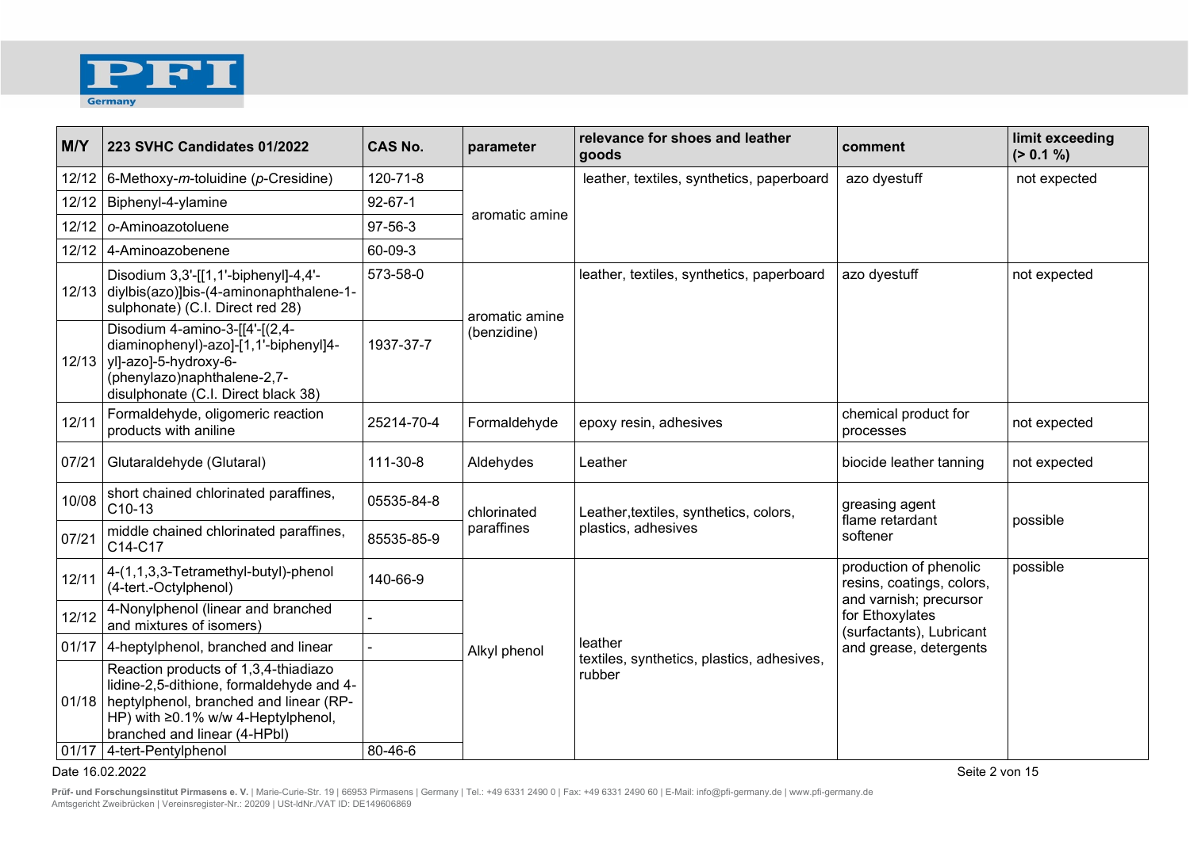| M/Y | 223 SVHC Candidates 01/2022 | CAS No. | parameter | relevance for shoes and leather goods | comment | limit exceeding (> 0.1 %) |
|---|---|---|---|---|---|---|
| 12/12 | 6-Methoxy-*m*-toluidine (*p*-Cresidine) | 120-71-8 | aromatic amine | leather, textiles, synthetics, paperboard | azo dyestuff | not expected |
| 12/12 | Biphenyl-4-ylamine | 92-67-1 | | | | |
| 12/12 | *o*-Aminoazotoluene | 97-56-3 | | | | |
| 12/12 | 4-Aminoazobenene | 60-09-3 | | | | |
| 12/13 | Disodium 3,3'-[[1,1'-biphenyl]-4,4'-diylbis(azo)]bis-(4-aminonaphthalene-1-sulphonate) (C.I. Direct red 28) | 573-58-0 | aromatic amine (benzidine) | leather, textiles, synthetics, paperboard | azo dyestuff | not expected |
| 12/13 | Disodium 4-amino-3-[[4'-[(2,4-diaminophenyl)-azo]-[1,1'-biphenyl]4-yl]-azo]-5-hydroxy-6-(phenylazo)naphthalene-2,7-disulphonate (C.I. Direct black 38) | 1937-37-7 | | | | |
| 12/11 | Formaldehyde, oligomeric reaction products with aniline | 25214-70-4 | Formaldehyde | epoxy resin, adhesives | chemical product for processes | not expected |
| 07/21 | Glutaraldehyde (Glutaral) | 111-30-8 | Aldehydes | Leather | biocide leather tanning | not expected |
| 10/08 | short chained chlorinated paraffines, C10-13 | 05535-84-8 | chlorinated paraffines | Leather,textiles, synthetics, colors, plastics, adhesives | greasing agent flame retardant softener | possible |
| 07/21 | middle chained chlorinated paraffines, C14-C17 | 85535-85-9 | | | | |
| 12/11 | 4-(1,1,3,3-Tetramethyl-butyl)-phenol (4-tert.-Octylphenol) | 140-66-9 | Alkyl phenol | leather textiles, synthetics, plastics, adhesives, rubber | production of phenolic resins, coatings, colors, and varnish; precursor for Ethoxylates (surfactants), Lubricant and grease, detergents | possible |
| 12/12 | 4-Nonylphenol (linear and branched and mixtures of isomers) | - | | | | |
| 01/17 | 4-heptylphenol, branched and linear | - | | | | |
| 01/18 | Reaction products of 1,3,4-thiadiazo lidine-2,5-dithione, formaldehyde and 4-heptylphenol, branched and linear (RP-HP) with ≥0.1% w/w 4-Heptylphenol, branched and linear (4-HPbl) | | | | | |
| 01/17 | 4-tert-Pentylphenol | 80-46-6 | | | | |

Date 16.02.2022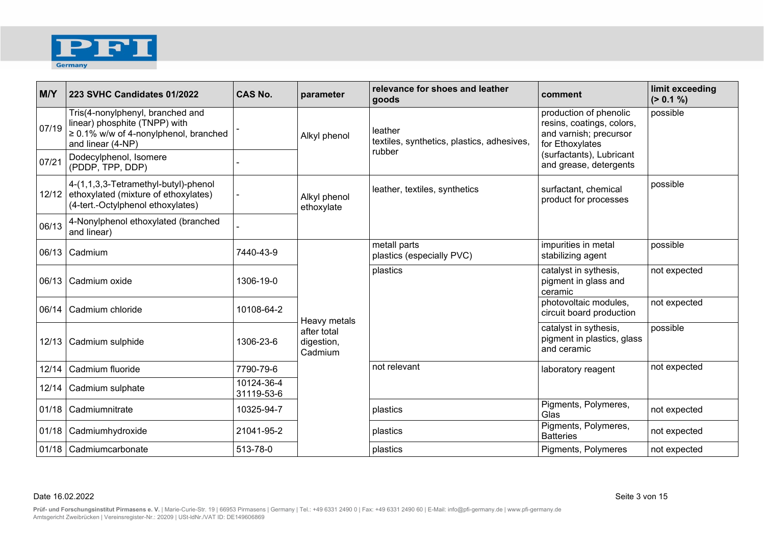| M/Y | 223 SVHC Candidates 01/2022 | CAS No. | parameter | relevance for shoes and leather goods | comment | limit exceeding (> 0.1 %) |
|---|---|---|---|---|---|---|
| 07/19 | Tris(4-nonylphenyl, branched and linear) phosphite (TNPP) with ≥ 0.1% w/w of 4-nonylphenol, branched and linear (4-NP) | - | Alkyl phenol | leather textiles, synthetics, plastics, adhesives, rubber | production of phenolic resins, coatings, colors, and varnish; precursor for Ethoxylates (surfactants), Lubricant and grease, detergents | possible |
| 07/21 | Dodecylphenol, Isomere (PDDP, TPP, DDP) | - | | | | |
| 12/12 | 4-(1,1,3,3-Tetramethyl-butyl)-phenol ethoxylated (mixture of ethoxylates) (4-tert.-Octylphenol ethoxylates) | - | Alkyl phenol ethoxylate | leather, textiles, synthetics | surfactant, chemical product for processes | possible |
| 06/13 | 4-Nonylphenol ethoxylated (branched and linear) | - | | | | |
| 06/13 | Cadmium | 7440-43-9 | Heavy metals after total digestion, Cadmium | metall parts plastics (especially PVC) | impurities in metal stabilizing agent | possible |
| 06/13 | Cadmium oxide | 1306-19-0 | | plastics | catalyst in sythesis, pigment in glass and ceramic | not expected |
| 06/14 | Cadmium chloride | 10108-64-2 | | | photovoltaic modules, circuit board production | not expected |
| 12/13 | Cadmium sulphide | 1306-23-6 | | | catalyst in sythesis, pigment in plastics, glass and ceramic | possible |
| 12/14 | Cadmium fluoride | 7790-79-6 | | not relevant | laboratory reagent | not expected |
| 12/14 | Cadmium sulphate | 10124-36-4 31119-53-6 | | | | |
| 01/18 | Cadmiumnitrate | 10325-94-7 | | plastics | Pigments, Polymeres, Glas | not expected |
| 01/18 | Cadmiumhydroxide | 21041-95-2 | | plastics | Pigments, Polymeres, Batteries | not expected |
| 01/18 | Cadmiumcarbonate | 513-78-0 | | plastics | Pigments, Polymeres | not expected |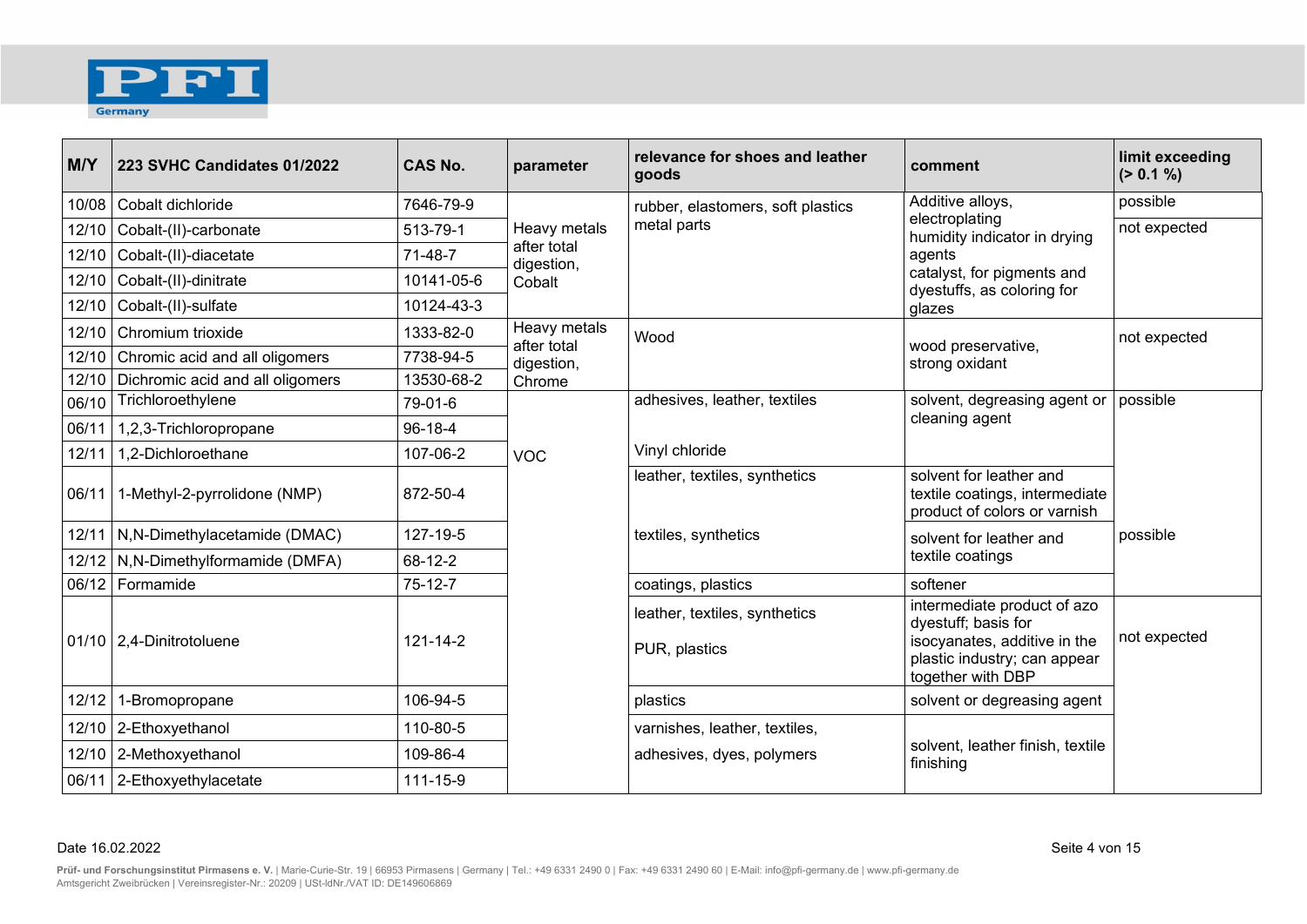| M/Y | 223 SVHC Candidates 01/2022 | CAS No. | parameter | relevance for shoes and leather goods | comment | limit exceeding (> 0.1 %) |
|---|---|---|---|---|---|---|
| 10/08 | Cobalt dichloride | 7646-79-9 | Heavy metals after total digestion, Cobalt | rubber, elastomers, soft plastics metal parts | Additive alloys, electroplating humidity indicator in drying agents catalyst, for pigments and dyestuffs, as coloring for glazes | possible |
| 12/10 | Cobalt-(II)-carbonate | 513-79-1 | | | | not expected |
| 12/10 | Cobalt-(II)-diacetate | 71-48-7 | | | | |
| 12/10 | Cobalt-(II)-dinitrate | 10141-05-6 | | | | |
| 12/10 | Cobalt-(II)-sulfate | 10124-43-3 | | | | |
| 12/10 | Chromium trioxide | 1333-82-0 | Heavy metals after total digestion, Chrome | Wood | wood preservative, strong oxidant | not expected |
| 12/10 | Chromic acid and all oligomers | 7738-94-5 | | | | |
| 12/10 | Dichromic acid and all oligomers | 13530-68-2 | | | | |
| 06/10 | Trichloroethylene | 79-01-6 | VOC | adhesives, leather, textiles | solvent, degreasing agent or cleaning agent | possible |
| 06/11 | 1,2,3-Trichloropropane | 96-18-4 | | | | |
| 12/11 | 1,2-Dichloroethane | 107-06-2 | | Vinyl chloride | | |
| 06/11 | 1-Methyl-2-pyrrolidone (NMP) | 872-50-4 | | leather, textiles, synthetics | solvent for leather and textile coatings, intermediate product of colors or varnish | |
| 12/11 | N,N-Dimethylacetamide (DMAC) | 127-19-5 | | textiles, synthetics | solvent for leather and textile coatings | possible |
| 12/12 | N,N-Dimethylformamide (DMFA) | 68-12-2 | | | | |
| 06/12 | Formamide | 75-12-7 | | coatings, plastics | softener | |
| 01/10 | 2,4-Dinitrotoluene | 121-14-2 | | leather, textiles, synthetics PUR, plastics | intermediate product of azo dyestuff; basis for isocyanates, additive in the plastic industry; can appear together with DBP | not expected |
| 12/12 | 1-Bromopropane | 106-94-5 | | plastics | solvent or degreasing agent | |
| 12/10 | 2-Ethoxyethanol | 110-80-5 | | varnishes, leather, textiles, adhesives, dyes, polymers | solvent, leather finish, textile finishing | |
| 12/10 | 2-Methoxyethanol | 109-86-4 | | | | |
| 06/11 | 2-Ethoxyethylacetate | 111-15-9 | | | | |

Date 16.02.2022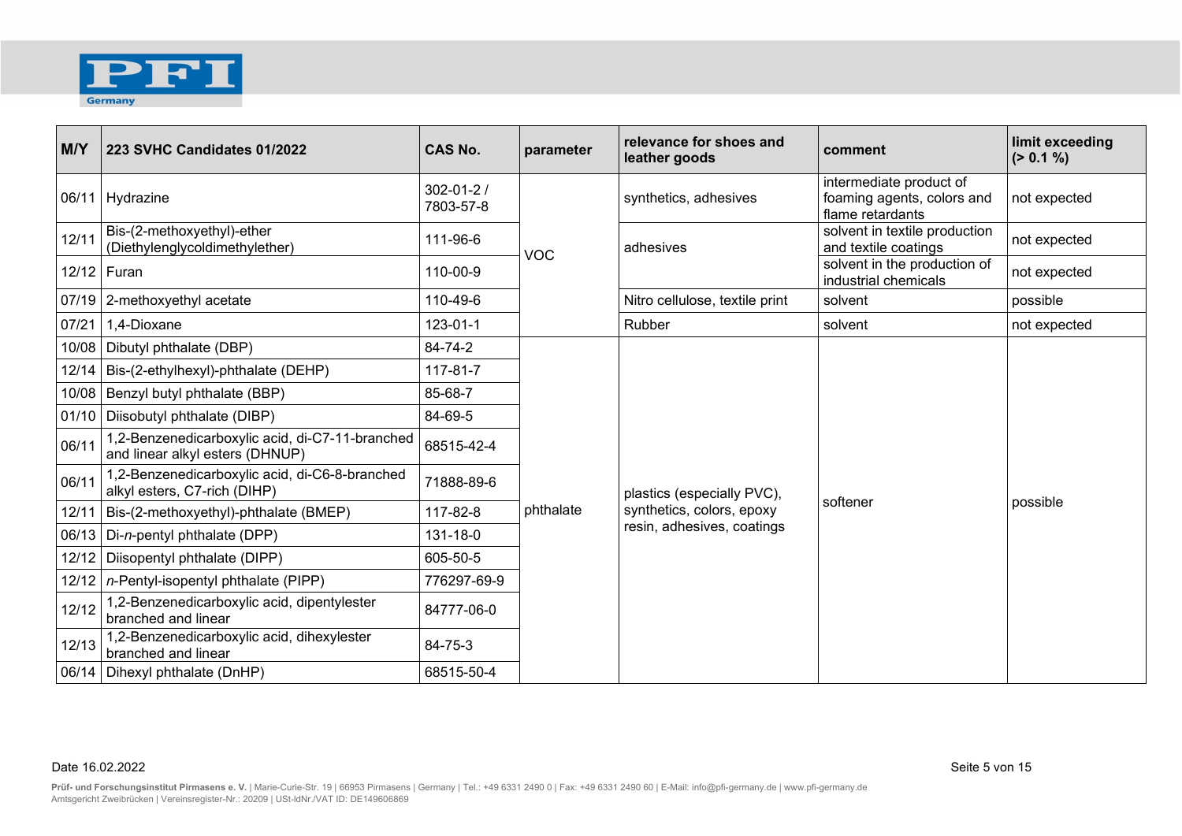| M/Y | 223 SVHC Candidates 01/2022 | CAS No. | parameter | relevance for shoes and leather goods | comment | limit exceeding (> 0.1 %) |
|---|---|---|---|---|---|---|
| 06/11 | Hydrazine | 302-01-2 / 7803-57-8 | VOC | synthetics, adhesives | intermediate product of foaming agents, colors and flame retardants | not expected |
| 12/11 | Bis-(2-methoxyethyl)-ether (Diethylenglycoldimethylether) | 111-96-6 | | adhesives | solvent in textile production and textile coatings | not expected |
| 12/12 | Furan | 110-00-9 | | | solvent in the production of industrial chemicals | not expected |
| 07/19 | 2-methoxyethyl acetate | 110-49-6 | | Nitro cellulose, textile print | solvent | possible |
| 07/21 | 1,4-Dioxane | 123-01-1 | | Rubber | solvent | not expected |
| 10/08 | Dibutyl phthalate (DBP) | 84-74-2 | phthalate | plastics (especially PVC), synthetics, colors, epoxy resin, adhesives, coatings | softener | possible |
| 12/14 | Bis-(2-ethylhexyl)-phthalate (DEHP) | 117-81-7 | | | | |
| 10/08 | Benzyl butyl phthalate (BBP) | 85-68-7 | | | | |
| 01/10 | Diisobutyl phthalate (DIBP) | 84-69-5 | | | | |
| 06/11 | 1,2-Benzenedicarboxylic acid, di-C7-11-branched and linear alkyl esters (DHNUP) | 68515-42-4 | | | | |
| 06/11 | 1,2-Benzenedicarboxylic acid, di-C6-8-branched alkyl esters, C7-rich (DIHP) | 71888-89-6 | | | | |
| 12/11 | Bis-(2-methoxyethyl)-phthalate (BMEP) | 117-82-8 | | | | |
| 06/13 | Di-*n*-pentyl phthalate (DPP) | 131-18-0 | | | | |
| 12/12 | Diisopentyl phthalate (DIPP) | 605-50-5 | | | | |
| 12/12 | *n*-Pentyl-isopentyl phthalate (PIPP) | 776297-69-9 | | | | |
| 12/12 | 1,2-Benzenedicarboxylic acid, dipentylester branched and linear | 84777-06-0 | | | | |
| 12/13 | 1,2-Benzenedicarboxylic acid, dihexylester branched and linear | 84-75-3 | | | | |
| 06/14 | Dihexyl phthalate (DnHP) | 68515-50-4 | | | | |

Date 16.02.2022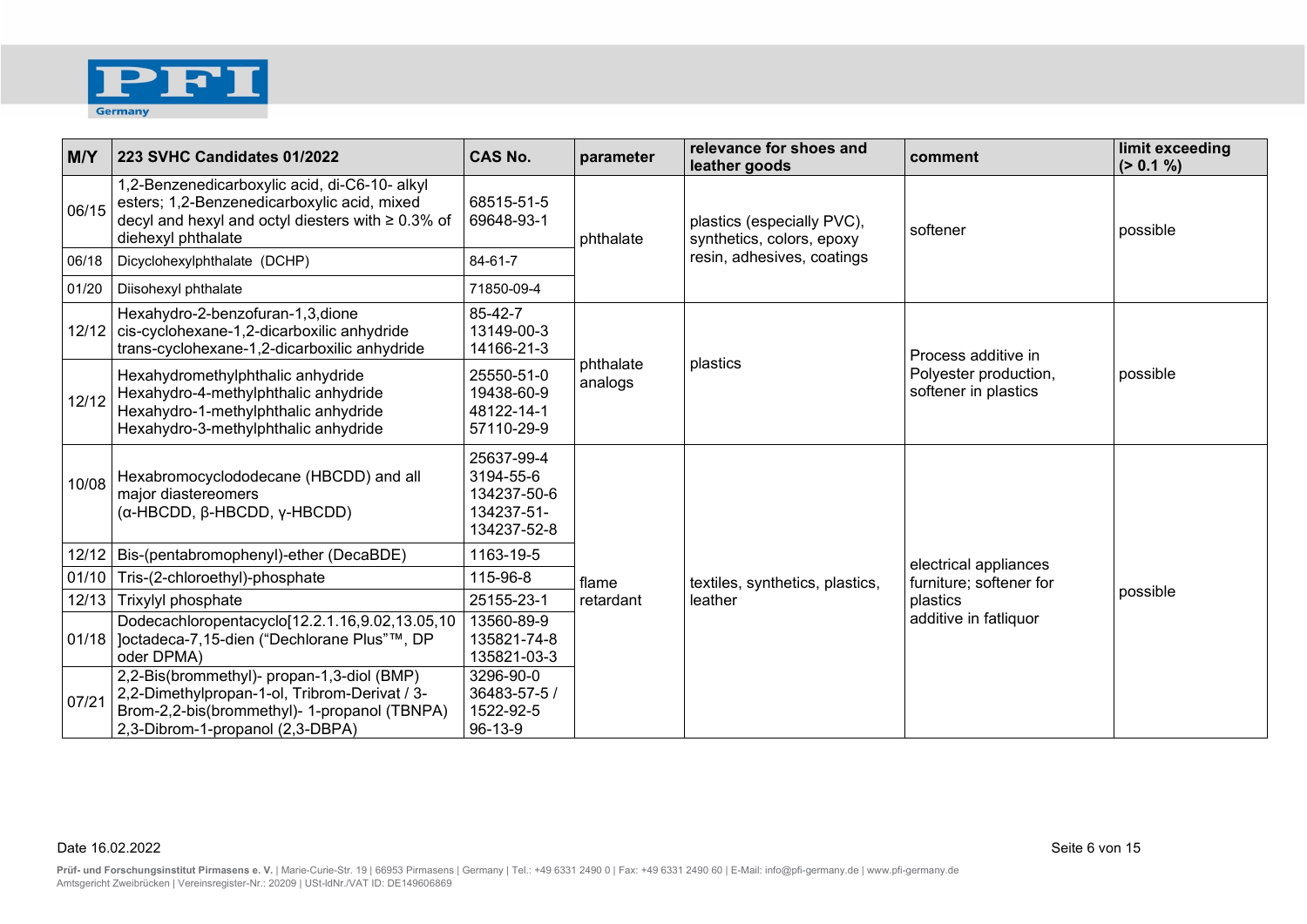| M/Y | 223 SVHC Candidates 01/2022 | CAS No. | parameter | relevance for shoes and leather goods | comment | limit exceeding (> 0.1 %) |
|---|---|---|---|---|---|---|
| 06/15 | 1,2-Benzenedicarboxylic acid, di-C6-10- alkyl esters; 1,2-Benzenedicarboxylic acid, mixed decyl and hexyl and octyl diesters with ≥ 0.3% of diehexyl phthalate | 68515-51-5<br>69648-93-1 | phthalate | plastics (especially PVC), synthetics, colors, epoxy resin, adhesives, coatings | softener | possible |
| 06/18 | Dicyclohexylphthalate (DCHP) | 84-61-7 | | | | |
| 01/20 | Diisohexyl phthalate | 71850-09-4 | | | | |
| 12/12 | Hexahydro-2-benzofuran-1,3,dione<br>cis-cyclohexane-1,2-dicarboxilic anhydride<br>trans-cyclohexane-1,2-dicarboxilic anhydride | 85-42-7<br>13149-00-3<br>14166-21-3 | phthalate analogs | plastics | Process additive in Polyester production, softener in plastics | possible |
| 12/12 | Hexahydromethylphthalic anhydride<br>Hexahydro-4-methylphthalic anhydride<br>Hexahydro-1-methylphthalic anhydride<br>Hexahydro-3-methylphthalic anhydride | 25550-51-0<br>19438-60-9<br>48122-14-1<br>57110-29-9 | | | | |
| 10/08 | Hexabromocyclododecane (HBCDD) and all major diastereomers<br>(α-HBCDD, β-HBCDD, γ-HBCDD) | 25637-99-4<br>3194-55-6<br>134237-50-6<br>134237-51-<br>134237-52-8 | flame retardant | textiles, synthetics, plastics, leather | electrical appliances furniture; softener for plastics<br>additive in fatliquor | possible |
| 12/12 | Bis-(pentabromophenyl)-ether (DecaBDE) | 1163-19-5 | | | | |
| 01/10 | Tris-(2-chloroethyl)-phosphate | 115-96-8 | | | | |
| 12/13 | Trixylyl phosphate | 25155-23-1 | | | | |
| 01/18 | Dodecachloropentacyclo[12.2.1.16,9.02,13.05,10]octadeca-7,15-dien ("Dechlorane Plus"™, DP oder DPMA) | 13560-89-9<br>135821-74-8<br>135821-03-3 | | | | |
| 07/21 | 2,2-Bis(brommethyl)- propan-1,3-diol (BMP)<br>2,2-Dimethylpropan-1-ol, Tribrom-Derivat / 3-Brom-2,2-bis(brommethyl)- 1-propanol (TBNPA)<br>2,3-Dibrom-1-propanol (2,3-DBPA) | 3296-90-0<br>36483-57-5 /<br>1522-92-5<br>96-13-9 | | | | |

Date 16.02.2022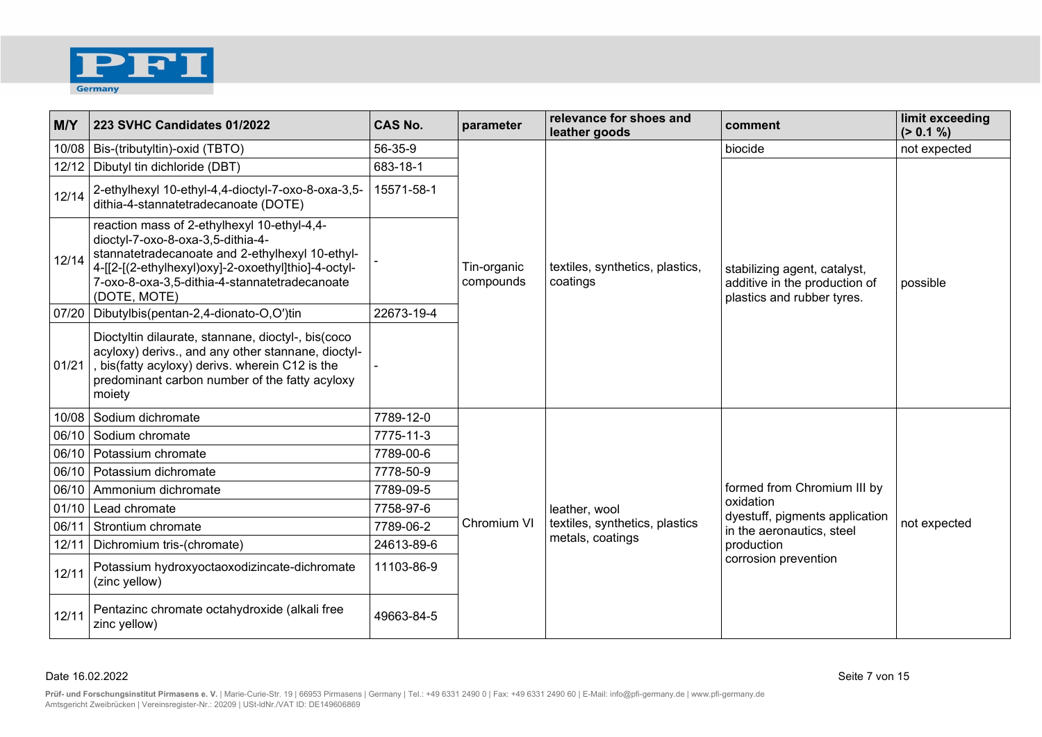| M/Y | 223 SVHC Candidates 01/2022 | CAS No. | parameter | relevance for shoes and leather goods | comment | limit exceeding (> 0.1 %) |
|---|---|---|---|---|---|---|
| 10/08 | Bis-(tributyltin)-oxid (TBTO) | 56-35-9 | Tin-organic compounds | textiles, synthetics, plastics, coatings | biocide | not expected |
| 12/12 | Dibutyl tin dichloride (DBT) | 683-18-1 | | | stabilizing agent, catalyst, additive in the production of plastics and rubber tyres. | possible |
| 12/14 | 2-ethylhexyl 10-ethyl-4,4-dioctyl-7-oxo-8-oxa-3,5-dithia-4-stannatetradecanoate (DOTE) | 15571-58-1 | | | | |
| 12/14 | reaction mass of 2-ethylhexyl 10-ethyl-4,4-dioctyl-7-oxo-8-oxa-3,5-dithia-4-stannatetradecanoate and 2-ethylhexyl 10-ethyl-4-[[2-[(2-ethylhexyl)oxy]-2-oxoethyl]thio]-4-octyl-7-oxo-8-oxa-3,5-dithia-4-stannatetradecanoate (DOTE, MOTE) | - | | | | |
| 07/20 | Dibutylbis(pentan-2,4-dionato-O,O')tin | 22673-19-4 | | | | |
| 01/21 | Dioctyltin dilaurate, stannane, dioctyl-, bis(coco acyloxy) derivs., and any other stannane, dioctyl-, bis(fatty acyloxy) derivs. wherein C12 is the predominant carbon number of the fatty acyloxy moiety | - | | | | |
| 10/08 | Sodium dichromate | 7789-12-0 | Chromium VI | leather, wool textiles, synthetics, plastics metals, coatings | formed from Chromium III by oxidation dyestuff, pigments application in the aeronautics, steel production corrosion prevention | not expected |
| 06/10 | Sodium chromate | 7775-11-3 | | | | |
| 06/10 | Potassium chromate | 7789-00-6 | | | | |
| 06/10 | Potassium dichromate | 7778-50-9 | | | | |
| 06/10 | Ammonium dichromate | 7789-09-5 | | | | |
| 01/10 | Lead chromate | 7758-97-6 | | | | |
| 06/11 | Strontium chromate | 7789-06-2 | | | | |
| 12/11 | Dichromium tris-(chromate) | 24613-89-6 | | | | |
| 12/11 | Potassium hydroxyoctaoxodizincate-dichromate (zinc yellow) | 11103-86-9 | | | | |
| 12/11 | Pentazinc chromate octahydroxide (alkali free zinc yellow) | 49663-84-5 | | | | |

Date 16.02.2022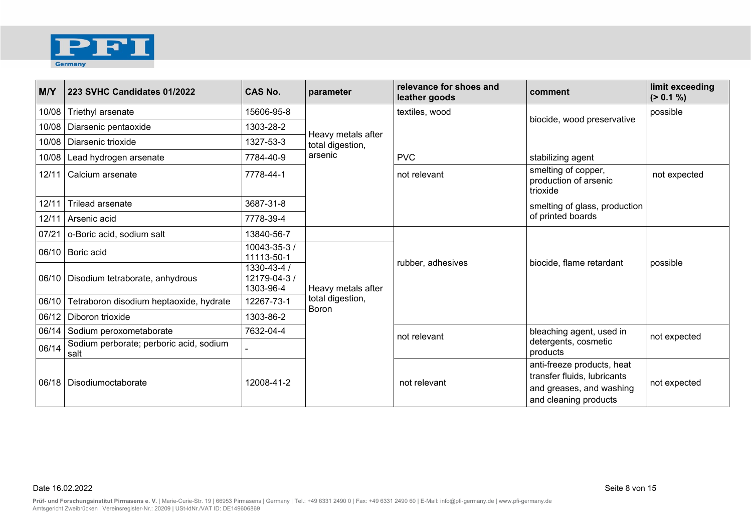| M/Y | 223 SVHC Candidates 01/2022 | CAS No. | parameter | relevance for shoes and leather goods | comment | limit exceeding (> 0.1 %) |
|---|---|---|---|---|---|---|
| 10/08 | Triethyl arsenate | 15606-95-8 | Heavy metals after total digestion, arsenic | textiles, wood | biocide, wood preservative | possible |
| 10/08 | Diarsenic pentaoxide | 1303-28-2 | | | | |
| 10/08 | Diarsenic trioxide | 1327-53-3 | | | | |
| 10/08 | Lead hydrogen arsenate | 7784-40-9 | | PVC | stabilizing agent | |
| 12/11 | Calcium arsenate | 7778-44-1 | | not relevant | smelting of copper, production of arsenic trioxide | not expected |
| 12/11 | Trilead arsenate | 3687-31-8 | | | smelting of glass, production of printed boards | |
| 12/11 | Arsenic acid | 7778-39-4 | | | | |
| 07/21 | o-Boric acid, sodium salt | 13840-56-7 | | rubber, adhesives | biocide, flame retardant | possible |
| 06/10 | Boric acid | 10043-35-3 / 11113-50-1 | Heavy metals after total digestion, Boron | | | |
| 06/10 | Disodium tetraborate, anhydrous | 1330-43-4 / 12179-04-3 / 1303-96-4 | | | | |
| 06/10 | Tetraboron disodium heptaoxide, hydrate | 12267-73-1 | | | | |
| 06/12 | Diboron trioxide | 1303-86-2 | | | | |
| 06/14 | Sodium peroxometaborate | 7632-04-4 | | not relevant | bleaching agent, used in detergents, cosmetic products | not expected |
| 06/14 | Sodium perborate; perboric acid, sodium salt | - | | | | |
| 06/18 | Disodiumoctaborate | 12008-41-2 | | not relevant | anti-freeze products, heat transfer fluids, lubricants and greases, and washing and cleaning products | not expected |

Date 16.02.2022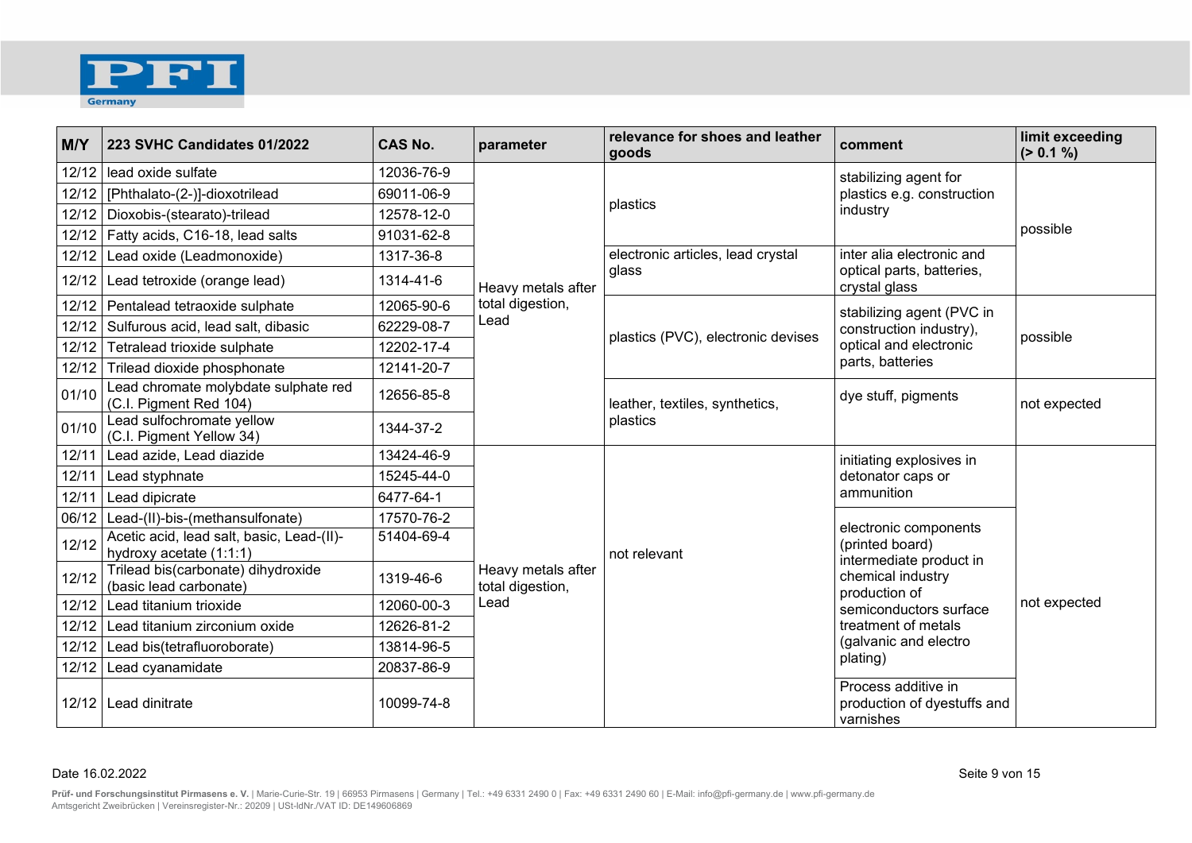| M/Y | 223 SVHC Candidates 01/2022 | CAS No. | parameter | relevance for shoes and leather goods | comment | limit exceeding (> 0.1 %) |
|---|---|---|---|---|---|---|
| 12/12 | lead oxide sulfate | 12036-76-9 | Heavy metals after total digestion, Lead | plastics | stabilizing agent for plastics e.g. construction industry | possible |
| 12/12 | [Phthalato-(2-)]-dioxotrilead | 69011-06-9 | | | | |
| 12/12 | Dioxobis-(stearato)-trilead | 12578-12-0 | | | | |
| 12/12 | Fatty acids, C16-18, lead salts | 91031-62-8 | | | | |
| 12/12 | Lead oxide (Leadmonoxide) | 1317-36-8 | | electronic articles, lead crystal glass | inter alia electronic and optical parts, batteries, crystal glass | |
| 12/12 | Lead tetroxide (orange lead) | 1314-41-6 | | | | |
| 12/12 | Pentalead tetraoxide sulphate | 12065-90-6 | | plastics (PVC), electronic devises | stabilizing agent (PVC in construction industry), optical and electronic parts, batteries | possible |
| 12/12 | Sulfurous acid, lead salt, dibasic | 62229-08-7 | | | | |
| 12/12 | Tetralead trioxide sulphate | 12202-17-4 | | | | |
| 12/12 | Trilead dioxide phosphonate | 12141-20-7 | | | | |
| 01/10 | Lead chromate molybdate sulphate red (C.I. Pigment Red 104) | 12656-85-8 | | leather, textiles, synthetics, plastics | dye stuff, pigments | not expected |
| 01/10 | Lead sulfochromate yellow (C.I. Pigment Yellow 34) | 1344-37-2 | | | | |
| 12/11 | Lead azide, Lead diazide | 13424-46-9 | Heavy metals after total digestion, Lead | not relevant | initiating explosives in detonator caps or ammunition | not expected |
| 12/11 | Lead styphnate | 15245-44-0 | | | | |
| 12/11 | Lead dipicrate | 6477-64-1 | | | | |
| 06/12 | Lead-(II)-bis-(methansulfonate) | 17570-76-2 | | | electronic components (printed board) intermediate product in chemical industry production of semiconductors surface treatment of metals (galvanic and electro plating) | |
| 12/12 | Acetic acid, lead salt, basic, Lead-(II)-hydroxy acetate (1:1:1) | 51404-69-4 | | | | |
| 12/12 | Trilead bis(carbonate) dihydroxide (basic lead carbonate) | 1319-46-6 | | | | |
| 12/12 | Lead titanium trioxide | 12060-00-3 | | | | |
| 12/12 | Lead titanium zirconium oxide | 12626-81-2 | | | | |
| 12/12 | Lead bis(tetrafluoroborate) | 13814-96-5 | | | | |
| 12/12 | Lead cyanamidate | 20837-86-9 | | | | |
| 12/12 | Lead dinitrate | 10099-74-8 | | | Process additive in production of dyestuffs and varnishes | |

Date 16.02.2022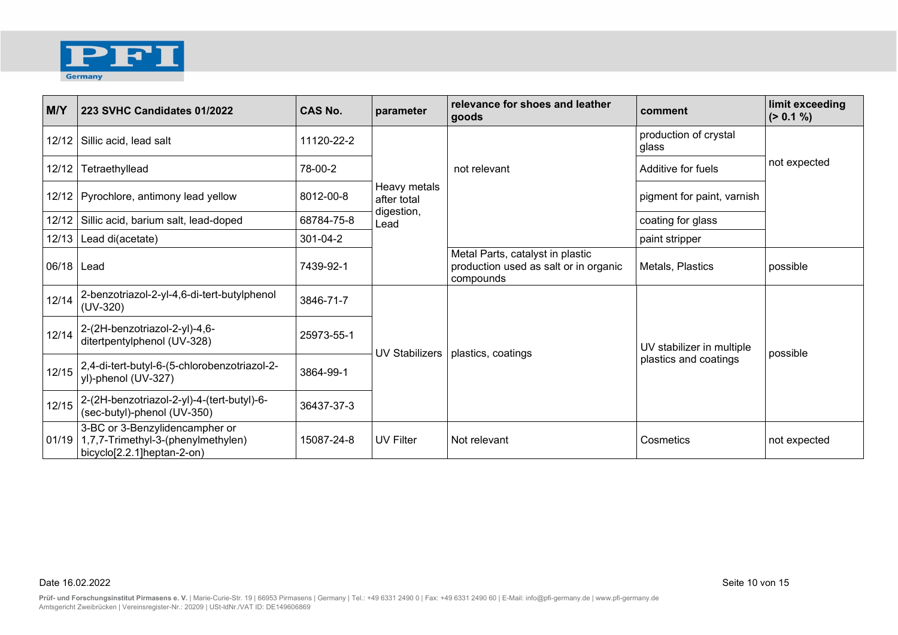| M/Y | 223 SVHC Candidates 01/2022 | CAS No. | parameter | relevance for shoes and leather goods | comment | limit exceeding (> 0.1 %) |
|---|---|---|---|---|---|---|
| 12/12 | Sillic acid, lead salt | 11120-22-2 | Heavy metals after total digestion, Lead | not relevant | production of crystal glass | not expected |
| 12/12 | Tetraethyllead | 78-00-2 | | | Additive for fuels | |
| 12/12 | Pyrochlore, antimony lead yellow | 8012-00-8 | | | pigment for paint, varnish | |
| 12/12 | Sillic acid, barium salt, lead-doped | 68784-75-8 | | | coating for glass | |
| 12/13 | Lead di(acetate) | 301-04-2 | | | paint stripper | |
| 06/18 | Lead | 7439-92-1 | | Metal Parts, catalyst in plastic production used as salt or in organic compounds | Metals, Plastics | possible |
| 12/14 | 2-benzotriazol-2-yl-4,6-di-tert-butylphenol (UV-320) | 3846-71-7 | UV Stabilizers | plastics, coatings | UV stabilizer in multiple plastics and coatings | possible |
| 12/14 | 2-(2H-benzotriazol-2-yl)-4,6-ditertpentylphenol (UV-328) | 25973-55-1 | | | | |
| 12/15 | 2,4-di-tert-butyl-6-(5-chlorobenzotriazol-2-yl)-phenol (UV-327) | 3864-99-1 | | | | |
| 12/15 | 2-(2H-benzotriazol-2-yl)-4-(tert-butyl)-6-(sec-butyl)-phenol (UV-350) | 36437-37-3 | | | | |
| 01/19 | 3-BC or 3-Benzylidencampher or 1,7,7-Trimethyl-3-(phenylmethylen) bicyclo[2.2.1]heptan-2-on) | 15087-24-8 | UV Filter | Not relevant | Cosmetics | not expected |

Date 16.02.2022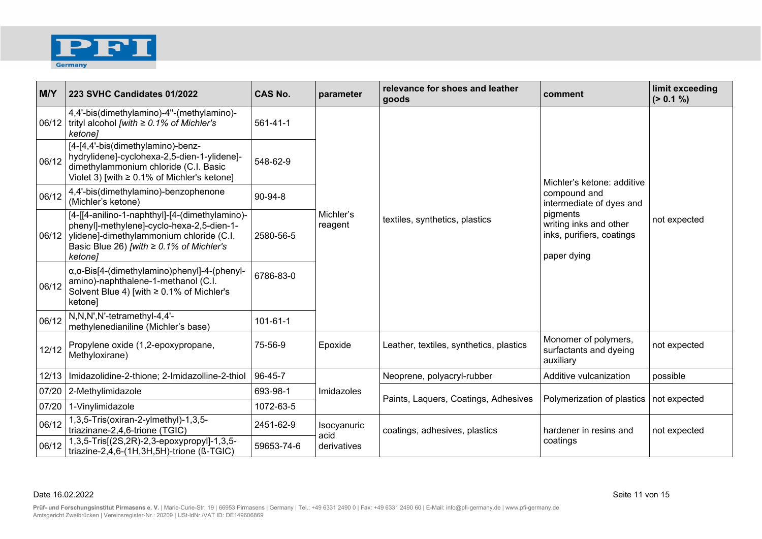| M/Y | 223 SVHC Candidates 01/2022 | CAS No. | parameter | relevance for shoes and leather goods | comment | limit exceeding (> 0.1 %) |
|---|---|---|---|---|---|---|
| 06/12 | 4,4'-bis(dimethylamino)-4''-(methylamino)-trityl alcohol *[with ≥ 0.1% of Michler's ketone]* | 561-41-1 | Michler's reagent | textiles, synthetics, plastics | Michler's ketone: additive compound and intermediate of dyes and pigments writing inks and other inks, purifiers, coatings paper dying | not expected |
| 06/12 | [4-[4,4'-bis(dimethylamino)-benzhydrylidene]-cyclohexa-2,5-dien-1-ylidene]-dimethylammonium chloride (C.I. Basic Violet 3) [with ≥ 0.1% of Michler's ketone] | 548-62-9 | | | | |
| 06/12 | 4,4'-bis(dimethylamino)-benzophenone (Michler's ketone) | 90-94-8 | | | | |
| 06/12 | [4-[[4-anilino-1-naphthyl]-[4-(dimethylamino)-phenyl]-methylene]-cyclo-hexa-2,5-dien-1-ylidene]-dimethylammonium chloride (C.I. Basic Blue 26) *[with ≥ 0.1% of Michler's ketone]* | 2580-56-5 | | | | |
| 06/12 | α,α-Bis[4-(dimethylamino)phenyl]-4-(phenyl-amino)-naphthalene-1-methanol (C.I. Solvent Blue 4) [with ≥ 0.1% of Michler's ketone] | 6786-83-0 | | | | |
| 06/12 | N,N,N',N'-tetramethyl-4,4'-methylenedianiline (Michler's base) | 101-61-1 | | | | |
| 12/12 | Propylene oxide (1,2-epoxypropane, Methyloxirane) | 75-56-9 | Epoxide | Leather, textiles, synthetics, plastics | Monomer of polymers, surfactants and dyeing auxiliary | not expected |
| 12/13 | Imidazolidine-2-thione; 2-Imidazolline-2-thiol | 96-45-7 | Imidazoles | Neoprene, polyacryl-rubber | Additive vulcanization | possible |
| 07/20 | 2-Methylimidazole | 693-98-1 | | Paints, Laquers, Coatings, Adhesives | Polymerization of plastics | not expected |
| 07/20 | 1-Vinylimidazole | 1072-63-5 | | | | |
| 06/12 | 1,3,5-Tris(oxiran-2-ylmethyl)-1,3,5-triazinane-2,4,6-trione (TGIC) | 2451-62-9 | Isocyanuric acid derivatives | coatings, adhesives, plastics | hardener in resins and coatings | not expected |
| 06/12 | 1,3,5-Tris[(2S,2R)-2,3-epoxypropyl]-1,3,5-triazine-2,4,6-(1H,3H,5H)-trione (ß-TGIC) | 59653-74-6 | | | | |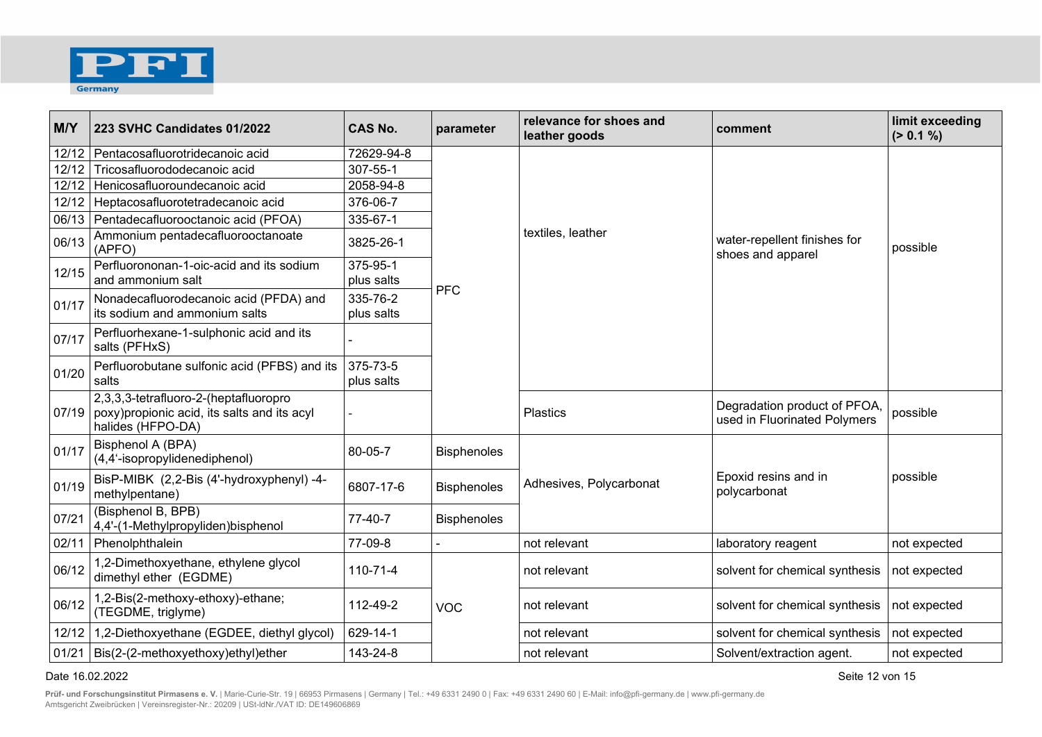| M/Y | 223 SVHC Candidates 01/2022 | CAS No. | parameter | relevance for shoes and leather goods | comment | limit exceeding (> 0.1 %) |
|---|---|---|---|---|---|---|
| 12/12 | Pentacosafluorotridecanoic acid | 72629-94-8 | PFC | textiles, leather | water-repellent finishes for shoes and apparel | possible |
| 12/12 | Tricosafluorododecanoic acid | 307-55-1 | PFC | textiles, leather | water-repellent finishes for shoes and apparel | possible |
| 12/12 | Henicosafluoroundecanoic acid | 2058-94-8 | PFC | textiles, leather | water-repellent finishes for shoes and apparel | possible |
| 12/12 | Heptacosafluorotetradecanoic acid | 376-06-7 | PFC | textiles, leather | water-repellent finishes for shoes and apparel | possible |
| 06/13 | Pentadecafluorooctanoic acid (PFOA) | 335-67-1 | PFC | textiles, leather | water-repellent finishes for shoes and apparel | possible |
| 06/13 | Ammonium pentadecafluorooctanoate (APFO) | 3825-26-1 | PFC | textiles, leather | water-repellent finishes for shoes and apparel | possible |
| 12/15 | Perfluorononan-1-oic-acid and its sodium and ammonium salt | 375-95-1 plus salts | PFC | textiles, leather | water-repellent finishes for shoes and apparel | possible |
| 01/17 | Nonadecafluorodecanoic acid (PFDA) and its sodium and ammonium salts | 335-76-2 plus salts | PFC | textiles, leather | water-repellent finishes for shoes and apparel | possible |
| 07/17 | Perfluorhexane-1-sulphonic acid and its salts (PFHxS) | - | PFC | textiles, leather | water-repellent finishes for shoes and apparel | possible |
| 01/20 | Perfluorobutane sulfonic acid (PFBS) and its salts | 375-73-5 plus salts | PFC | textiles, leather | water-repellent finishes for shoes and apparel | possible |
| 07/19 | 2,3,3,3-tetrafluoro-2-(heptafluoropropoxy)propionic acid, its salts and its acyl halides (HFPO-DA) | - | PFC | Plastics | Degradation product of PFOA, used in Fluorinated Polymers | possible |
| 01/17 | Bisphenol A (BPA) (4,4'-isopropylidenediphenol) | 80-05-7 | Bisphenoles | Adhesives, Polycarbonat | Epoxid resins and in polycarbonat | possible |
| 01/19 | BisP-MIBK (2,2-Bis (4'-hydroxyphenyl) -4-methylpentane) | 6807-17-6 | Bisphenoles | Adhesives, Polycarbonat | Epoxid resins and in polycarbonat | possible |
| 07/21 | (Bisphenol B, BPB) 4,4'-(1-Methylpropyliden)bisphenol | 77-40-7 | Bisphenoles | Adhesives, Polycarbonat | Epoxid resins and in polycarbonat | possible |
| 02/11 | Phenolphthalein | 77-09-8 | - | not relevant | laboratory reagent | not expected |
| 06/12 | 1,2-Dimethoxyethane, ethylene glycol dimethyl ether (EGDME) | 110-71-4 | VOC | not relevant | solvent for chemical synthesis | not expected |
| 06/12 | 1,2-Bis(2-methoxy-ethoxy)-ethane; (TEGDME, triglyme) | 112-49-2 | VOC | not relevant | solvent for chemical synthesis | not expected |
| 12/12 | 1,2-Diethoxyethane (EGDEE, diethyl glycol) | 629-14-1 | VOC | not relevant | solvent for chemical synthesis | not expected |
| 01/21 | Bis(2-(2-methoxyethoxy)ethyl)ether | 143-24-8 | VOC | not relevant | Solvent/extraction agent. | not expected |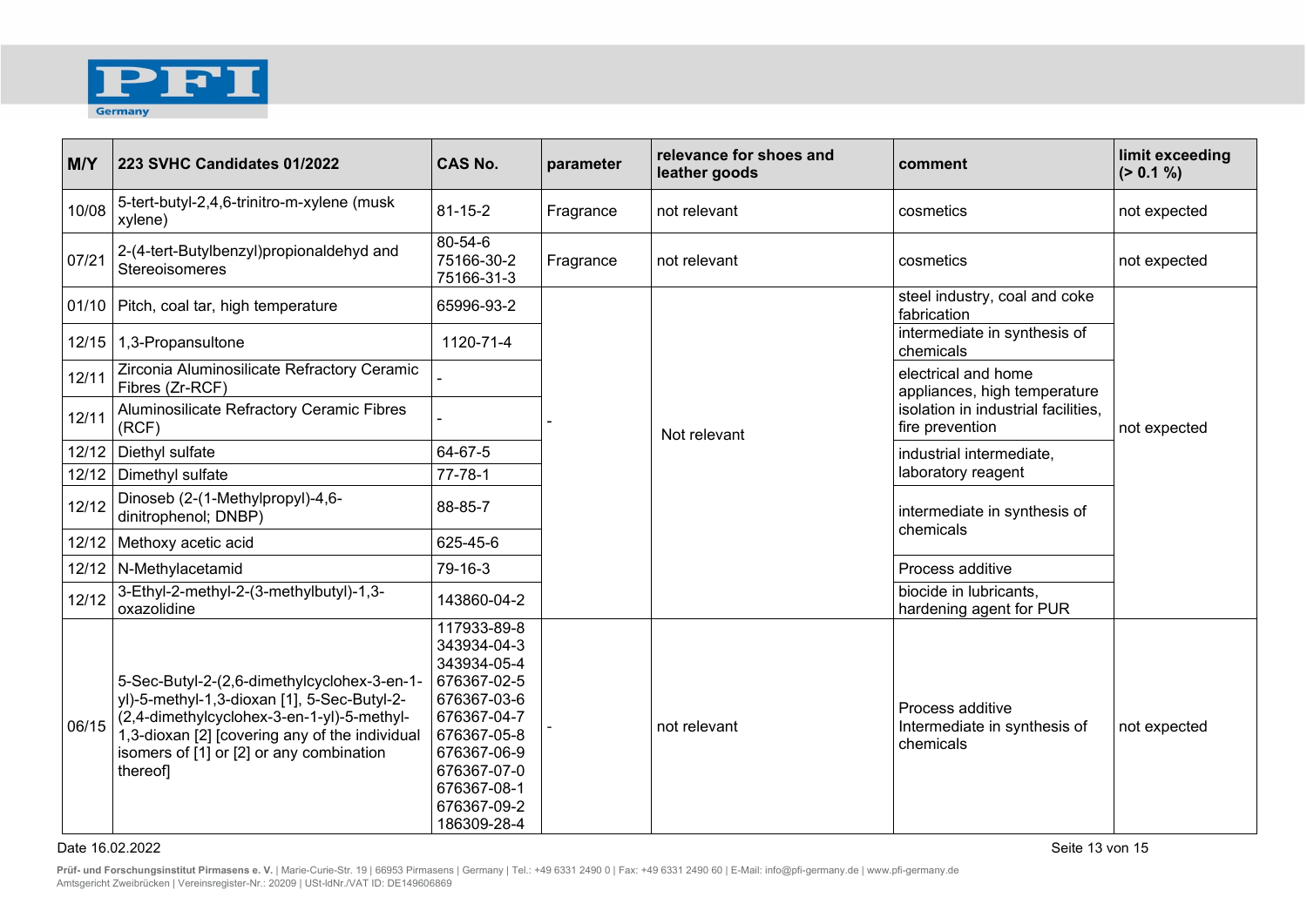| M/Y | 223 SVHC Candidates 01/2022 | CAS No. | parameter | relevance for shoes and leather goods | comment | limit exceeding (> 0.1 %) |
|---|---|---|---|---|---|---|
| 10/08 | 5-tert-butyl-2,4,6-trinitro-m-xylene (musk xylene) | 81-15-2 | Fragrance | not relevant | cosmetics | not expected |
| 07/21 | 2-(4-tert-Butylbenzyl)propionaldehyd and Stereoisomeres | 80-54-6 75166-30-2 75166-31-3 | Fragrance | not relevant | cosmetics | not expected |
| 01/10 | Pitch, coal tar, high temperature | 65996-93-2 | - | Not relevant | steel industry, coal and coke fabrication | not expected |
| 12/15 | 1,3-Propansultone | 1120-71-4 | - | Not relevant | intermediate in synthesis of chemicals | not expected |
| 12/11 | Zirconia Aluminosilicate Refractory Ceramic Fibres (Zr-RCF) | - | - | Not relevant | electrical and home appliances, high temperature isolation in industrial facilities, fire prevention | not expected |
| 12/11 | Aluminosilicate Refractory Ceramic Fibres (RCF) | - | - | Not relevant | electrical and home appliances, high temperature isolation in industrial facilities, fire prevention | not expected |
| 12/12 | Diethyl sulfate | 64-67-5 | - | Not relevant | industrial intermediate, laboratory reagent | not expected |
| 12/12 | Dimethyl sulfate | 77-78-1 | - | Not relevant | industrial intermediate, laboratory reagent | not expected |
| 12/12 | Dinoseb (2-(1-Methylpropyl)-4,6-dinitrophenol; DNBP) | 88-85-7 | - | Not relevant | intermediate in synthesis of chemicals | not expected |
| 12/12 | Methoxy acetic acid | 625-45-6 | - | Not relevant | intermediate in synthesis of chemicals | not expected |
| 12/12 | N-Methylacetamid | 79-16-3 | - | Not relevant | Process additive | not expected |
| 12/12 | 3-Ethyl-2-methyl-2-(3-methylbutyl)-1,3-oxazolidine | 143860-04-2 | - | Not relevant | biocide in lubricants, hardening agent for PUR | not expected |
| 06/15 | 5-Sec-Butyl-2-(2,6-dimethylcyclohex-3-en-1-yl)-5-methyl-1,3-dioxan [1], 5-Sec-Butyl-2-(2,4-dimethylcyclohex-3-en-1-yl)-5-methyl-1,3-dioxan [2] [covering any of the individual isomers of [1] or [2] or any combination thereof] | 117933-89-8 343934-04-3 343934-05-4 676367-02-5 676367-03-6 676367-04-7 676367-05-8 676367-06-9 676367-07-0 676367-08-1 676367-09-2 186309-28-4 | - | not relevant | Process additive Intermediate in synthesis of chemicals | not expected |

Date 16.02.2022

**Prüf- und Forschungsinstitut Pirmasens e. V.** | Marie-Curie-Str. 19 | 66953 Pirmasens | Germany | Tel.: +49 6331 2490 0 | Fax: +49 6331 2490 60 | E-Mail: info@pfi-germany.de | www.pfi-germany.de
Amtsgericht Zweibrücken | Vereinsregister-Nr.: 20209 | USt-IdNr./VAT ID: DE149606869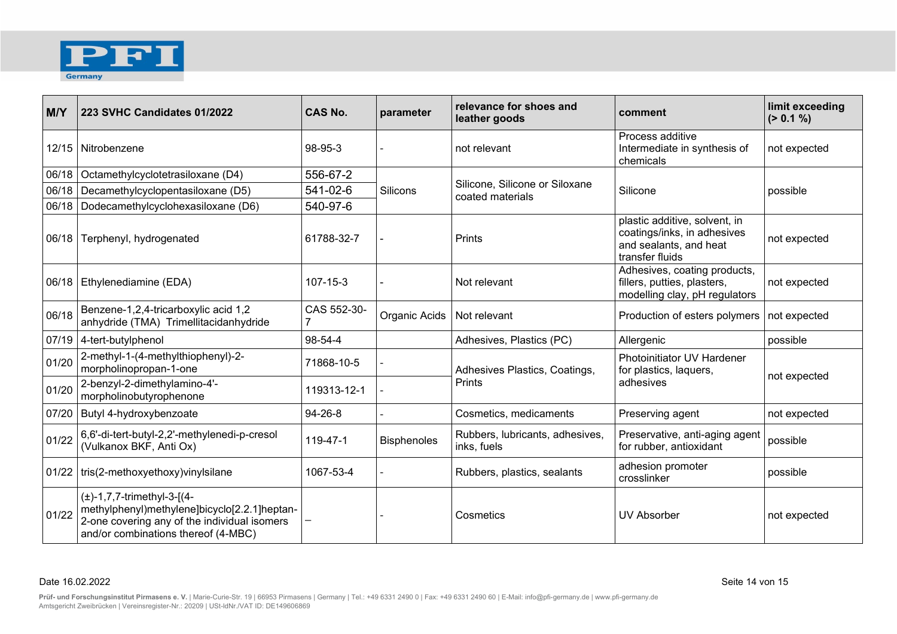| M/Y | 223 SVHC Candidates 01/2022 | CAS No. | parameter | relevance for shoes and leather goods | comment | limit exceeding (> 0.1 %) |
|---|---|---|---|---|---|---|
| 12/15 | Nitrobenzene | 98-95-3 | - | not relevant | Process additive Intermediate in synthesis of chemicals | not expected |
| 06/18 | Octamethylcyclotetrasiloxane (D4) | 556-67-2 | Silicons | Silicone, Silicone or Siloxane coated materials | Silicone | possible |
| 06/18 | Decamethylcyclopentasiloxane (D5) | 541-02-6 | | | | |
| 06/18 | Dodecamethylcyclohexasiloxane (D6) | 540-97-6 | | | | |
| 06/18 | Terphenyl, hydrogenated | 61788-32-7 | - | Prints | plastic additive, solvent, in coatings/inks, in adhesives and sealants, and heat transfer fluids | not expected |
| 06/18 | Ethylenediamine (EDA) | 107-15-3 | - | Not relevant | Adhesives, coating products, fillers, putties, plasters, modelling clay, pH regulators | not expected |
| 06/18 | Benzene-1,2,4-tricarboxylic acid 1,2 anhydride (TMA) Trimellitacidanhydride | CAS 552-30-7 | Organic Acids | Not relevant | Production of esters polymers | not expected |
| 07/19 | 4-tert-butylphenol | 98-54-4 | | Adhesives, Plastics (PC) | Allergenic | possible |
| 01/20 | 2-methyl-1-(4-methylthiophenyl)-2-morpholinopropan-1-one | 71868-10-5 | - | Adhesives Plastics, Coatings, Prints | Photoinitiator UV Hardener for plastics, laquers, adhesives | not expected |
| 01/20 | 2-benzyl-2-dimethylamino-4'-morpholinobutyrophenone | 119313-12-1 | - | | | |
| 07/20 | Butyl 4-hydroxybenzoate | 94-26-8 | - | Cosmetics, medicaments | Preserving agent | not expected |
| 01/22 | 6,6'-di-tert-butyl-2,2'-methylenedi-p-cresol (Vulkanox BKF, Anti Ox) | 119-47-1 | Bisphenoles | Rubbers, lubricants, adhesives, inks, fuels | Preservative, anti-aging agent for rubber, antioxidant | possible |
| 01/22 | tris(2-methoxyethoxy)vinylsilane | 1067-53-4 | - | Rubbers, plastics, sealants | adhesion promoter crosslinker | possible |
| 01/22 | (±)-1,7,7-trimethyl-3-[(4-methylphenyl)methylene]bicyclo[2.2.1]heptan-2-one covering any of the individual isomers and/or combinations thereof (4-MBC) | – | - | Cosmetics | UV Absorber | not expected |

Date 16.02.2022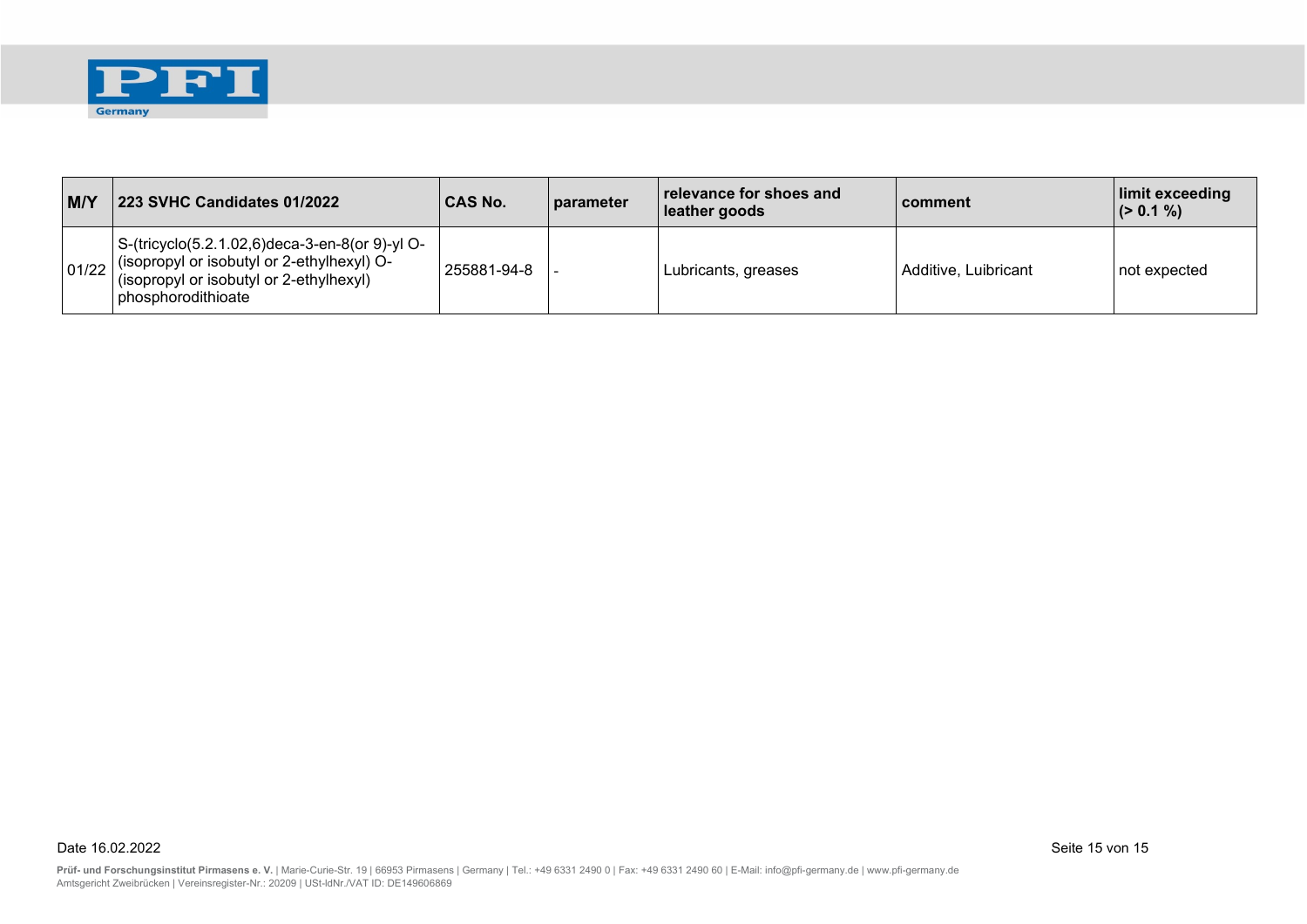| M/Y | 223 SVHC Candidates 01/2022 | CAS No. | parameter | relevance for shoes and leather goods | comment | limit exceeding (> 0.1 %) |
|---|---|---|---|---|---|---|
| 01/22 | S-(tricyclo(5.2.1.02,6)deca-3-en-8(or 9)-yl O-(isopropyl or isobutyl or 2-ethylhexyl) O-(isopropyl or isobutyl or 2-ethylhexyl) phosphorodithioate | 255881-94-8 | - | Lubricants, greases | Additive, Luibricant | not expected |

Date 16.02.2022

**Prüf- und Forschungsinstitut Pirmasens e. V.** | Marie-Curie-Str. 19 | 66953 Pirmasens | Germany | Tel.: +49 6331 2490 0 | Fax: +49 6331 2490 60 | E-Mail: info@pfi-germany.de | www.pfi-germany.de
Amtsgericht Zweibrücken | Vereinsregister-Nr.: 20209 | USt-IdNr./VAT ID: DE149606869